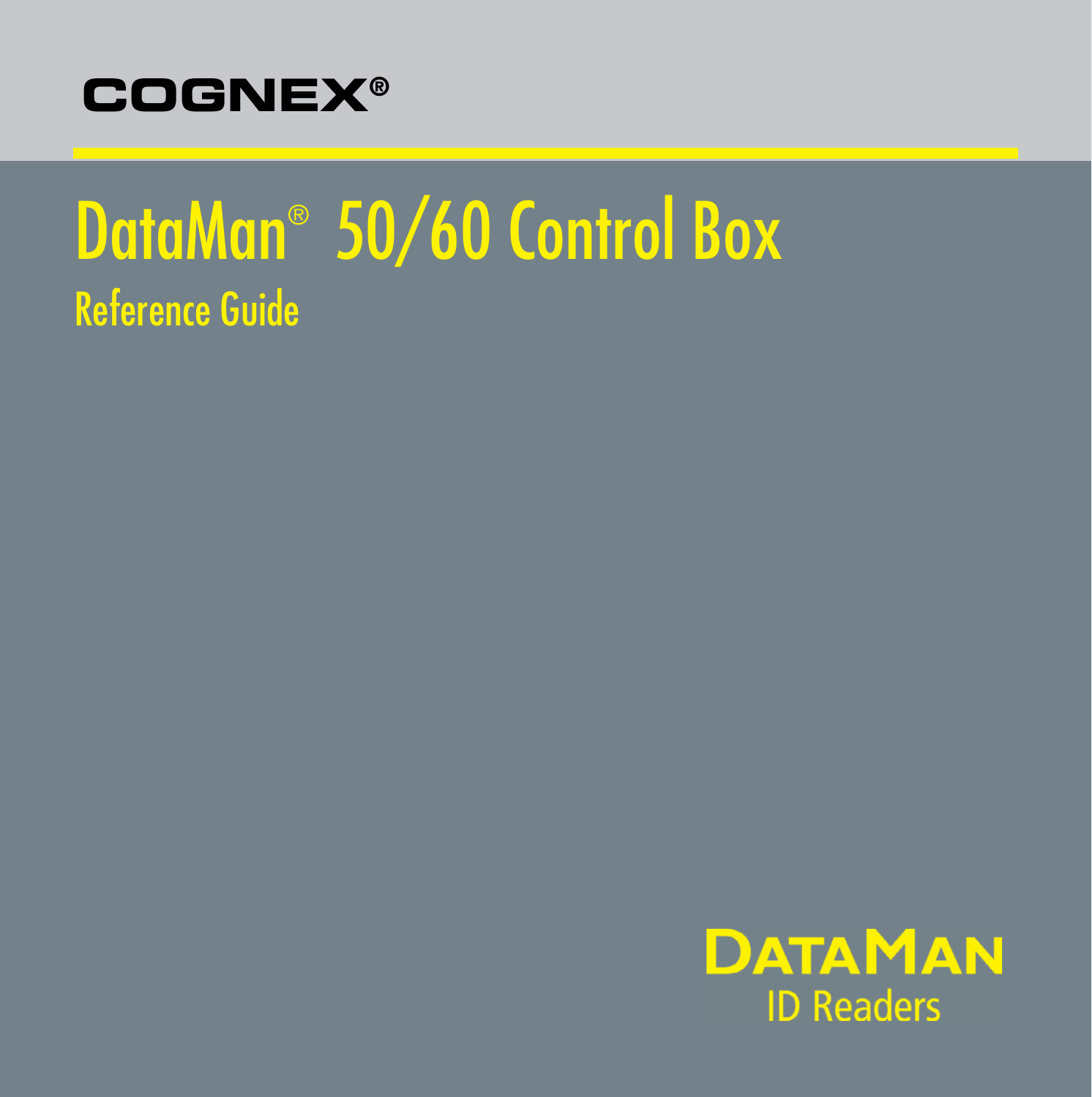COGNEX®

# DataMan® 50/60 Control Box

## Reference Guide

DATAMAN
ID Readers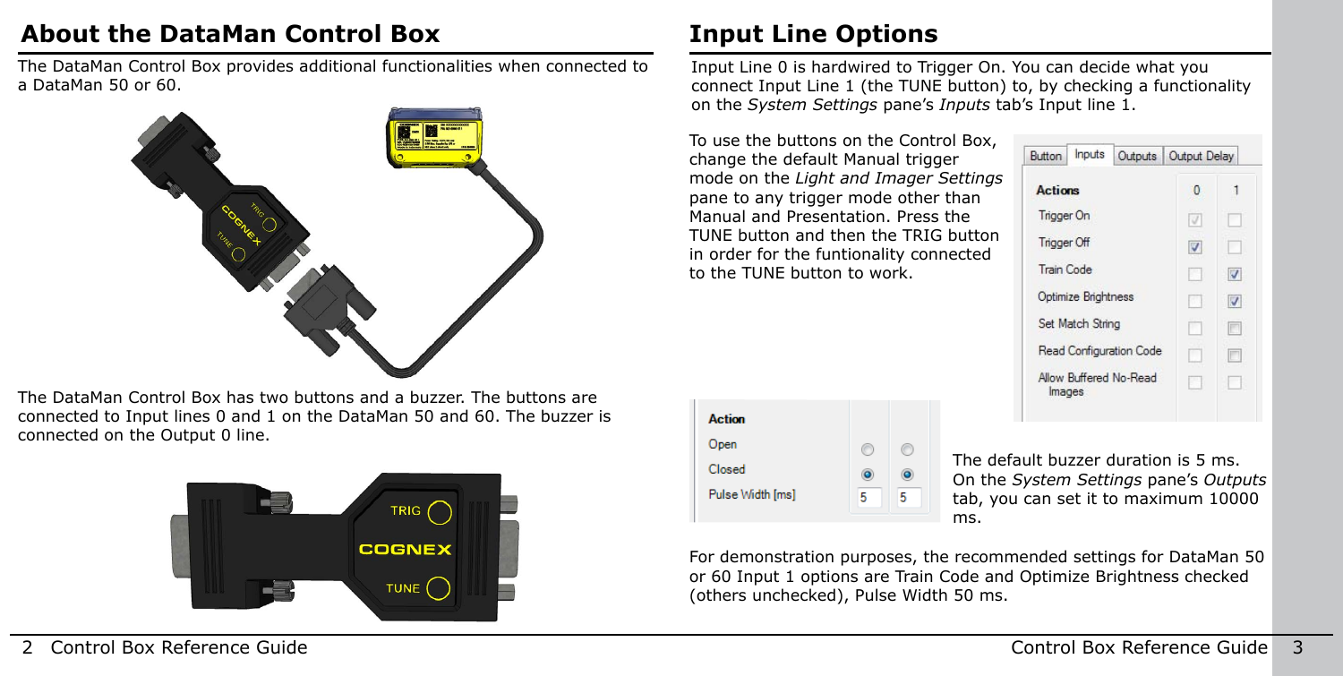## About the DataMan Control Box

The DataMan Control Box provides additional functionalities when connected to a DataMan 50 or 60.

The DataMan Control Box has two buttons and a buzzer. The buttons are connected to Input lines 0 and 1 on the DataMan 50 and 60. The buzzer is connected on the Output 0 line.

## Input Line Options

Input Line 0 is hardwired to Trigger On. You can decide what you connect Input Line 1 (the TUNE button) to, by checking a functionality on the *System Settings* pane's *Inputs* tab's Input line 1.

To use the buttons on the Control Box, change the default Manual trigger mode on the *Light and Imager Settings* pane to any trigger mode other than Manual and Presentation. Press the TUNE button and then the TRIG button in order for the funtionality connected to the TUNE button to work.

| Actions | 0 | 1 |
|---|---|---|
| Trigger On | ☑ | ☐ |
| Trigger Off | ☑ | ☐ |
| Train Code | ☐ | ☑ |
| Optimize Brightness | ☐ | ☑ |
| Set Match String | ☐ | ☐ |
| Read Configuration Code | ☐ | ☐ |
| Allow Buffered No-Read Images | ☐ | ☐ |

| Action | | |
|---|---|---|
| Open | ○ | ○ |
| Closed | ◉ | ◉ |
| Pulse Width [ms] | 5 | 5 |

The default buzzer duration is 5 ms. On the *System Settings* pane's *Outputs* tab, you can set it to maximum 10000 ms.

For demonstration purposes, the recommended settings for DataMan 50 or 60 Input 1 options are Train Code and Optimize Brightness checked (others unchecked), Pulse Width 50 ms.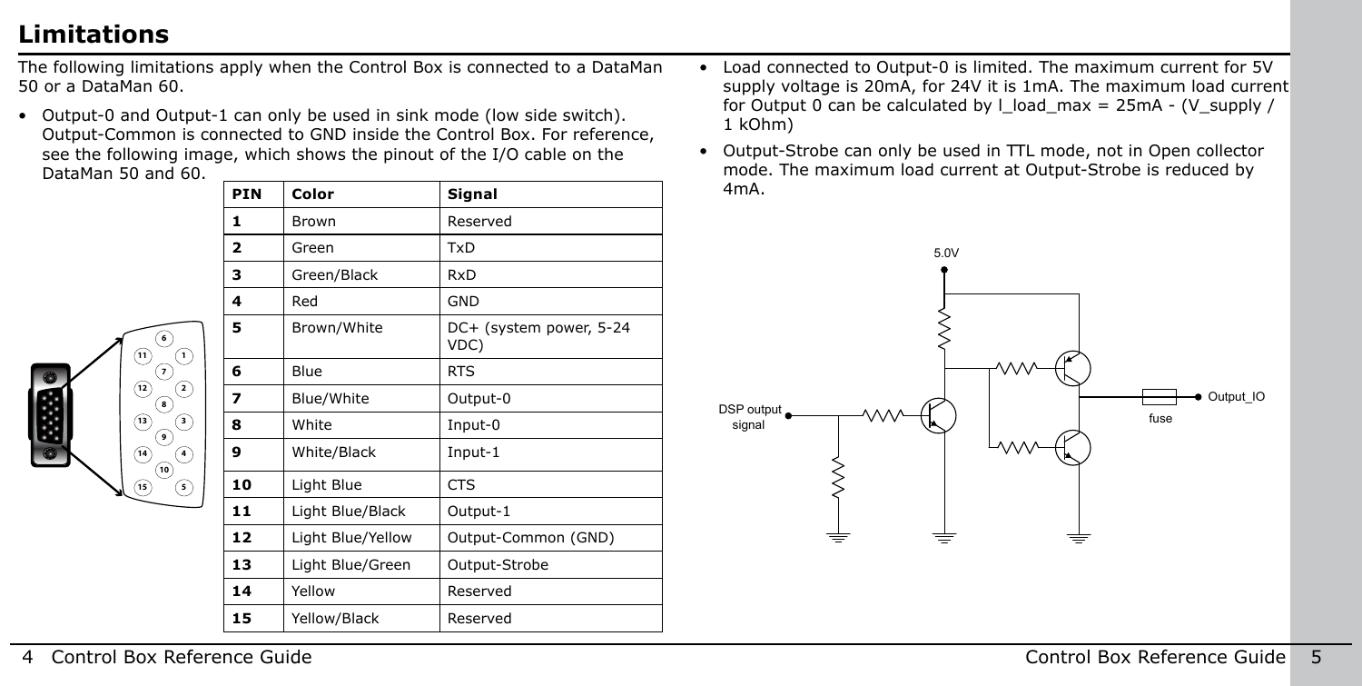# Limitations

The following limitations apply when the Control Box is connected to a DataMan 50 or a DataMan 60.

- Output-0 and Output-1 can only be used in sink mode (low side switch). Output-Common is connected to GND inside the Control Box. For reference, see the following image, which shows the pinout of the I/O cable on the DataMan 50 and 60.

| PIN | Color | Signal |
|---|---|---|
| 1 | Brown | Reserved |
| 2 | Green | TxD |
| 3 | Green/Black | RxD |
| 4 | Red | GND |
| 5 | Brown/White | DC+ (system power, 5-24 VDC) |
| 6 | Blue | RTS |
| 7 | Blue/White | Output-0 |
| 8 | White | Input-0 |
| 9 | White/Black | Input-1 |
| 10 | Light Blue | CTS |
| 11 | Light Blue/Black | Output-1 |
| 12 | Light Blue/Yellow | Output-Common (GND) |
| 13 | Light Blue/Green | Output-Strobe |
| 14 | Yellow | Reserved |
| 15 | Yellow/Black | Reserved |

- Load connected to Output-0 is limited. The maximum current for 5V supply voltage is 20mA, for 24V it is 1mA. The maximum load current for Output 0 can be calculated by $I_{load\_max} = 25mA - (V_{supply} / 1 kOhm)$
- Output-Strobe can only be used in TTL mode, not in Open collector mode. The maximum load current at Output-Strobe is reduced by 4mA.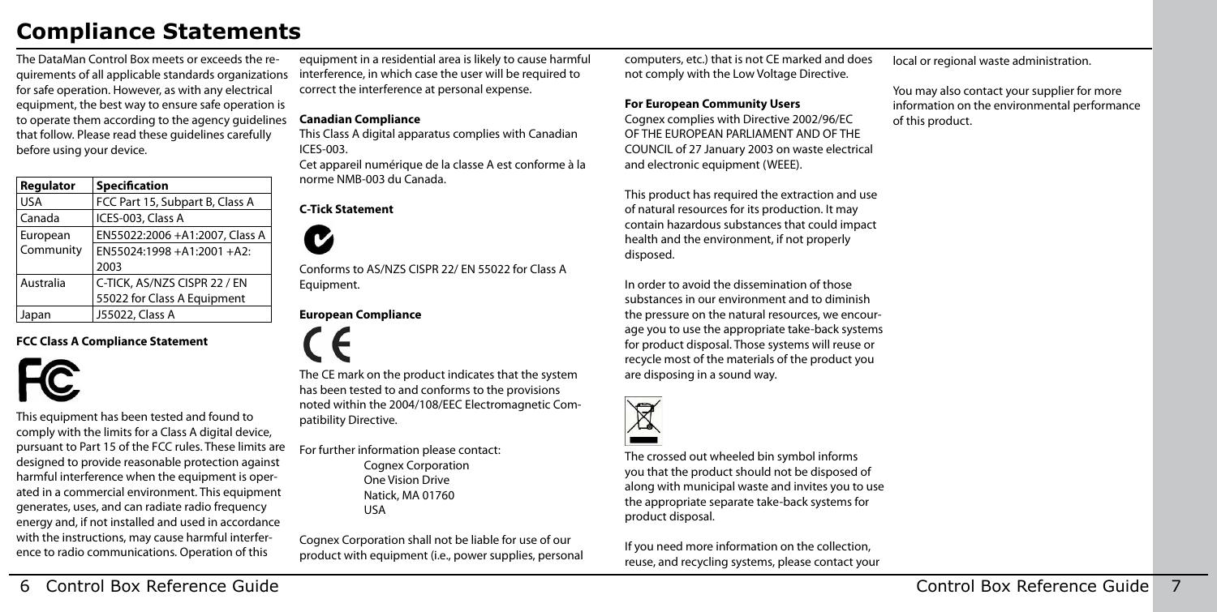# Compliance Statements

The DataMan Control Box meets or exceeds the requirements of all applicable standards organizations for safe operation. However, as with any electrical equipment, the best way to ensure safe operation is to operate them according to the agency guidelines that follow. Please read these guidelines carefully before using your device.

| Regulator | Specification |
| --- | --- |
| USA | FCC Part 15, Subpart B, Class A |
| Canada | ICES-003, Class A |
| European Community | EN55022:2006 +A1:2007, Class A |
| | EN55024:1998 +A1:2001 +A2: 2003 |
| Australia | C-TICK, AS/NZS CISPR 22 / EN 55022 for Class A Equipment |
| Japan | J55022, Class A |

**FCC Class A Compliance Statement**

This equipment has been tested and found to comply with the limits for a Class A digital device, pursuant to Part 15 of the FCC rules. These limits are designed to provide reasonable protection against harmful interference when the equipment is operated in a commercial environment. This equipment generates, uses, and can radiate radio frequency energy and, if not installed and used in accordance with the instructions, may cause harmful interference to radio communications. Operation of this equipment in a residential area is likely to cause harmful interference, in which case the user will be required to correct the interference at personal expense.

**Canadian Compliance**

This Class A digital apparatus complies with Canadian ICES-003.

Cet appareil numérique de la classe A est conforme à la norme NMB-003 du Canada.

**C-Tick Statement**

Conforms to AS/NZS CISPR 22/ EN 55022 for Class A Equipment.

**European Compliance**

The CE mark on the product indicates that the system has been tested to and conforms to the provisions noted within the 2004/108/EEC Electromagnetic Compatibility Directive.

For further information please contact:

Cognex Corporation
One Vision Drive
Natick, MA 01760
USA

Cognex Corporation shall not be liable for use of our product with equipment (i.e., power supplies, personal computers, etc.) that is not CE marked and does not comply with the Low Voltage Directive.

**For European Community Users**

Cognex complies with Directive 2002/96/EC OF THE EUROPEAN PARLIAMENT AND OF THE COUNCIL of 27 January 2003 on waste electrical and electronic equipment (WEEE).

This product has required the extraction and use of natural resources for its production. It may contain hazardous substances that could impact health and the environment, if not properly disposed.

In order to avoid the dissemination of those substances in our environment and to diminish the pressure on the natural resources, we encourage you to use the appropriate take-back systems for product disposal. Those systems will reuse or recycle most of the materials of the product you are disposing in a sound way.

The crossed out wheeled bin symbol informs you that the product should not be disposed of along with municipal waste and invites you to use the appropriate separate take-back systems for product disposal.

If you need more information on the collection, reuse, and recycling systems, please contact your local or regional waste administration.

You may also contact your supplier for more information on the environmental performance of this product.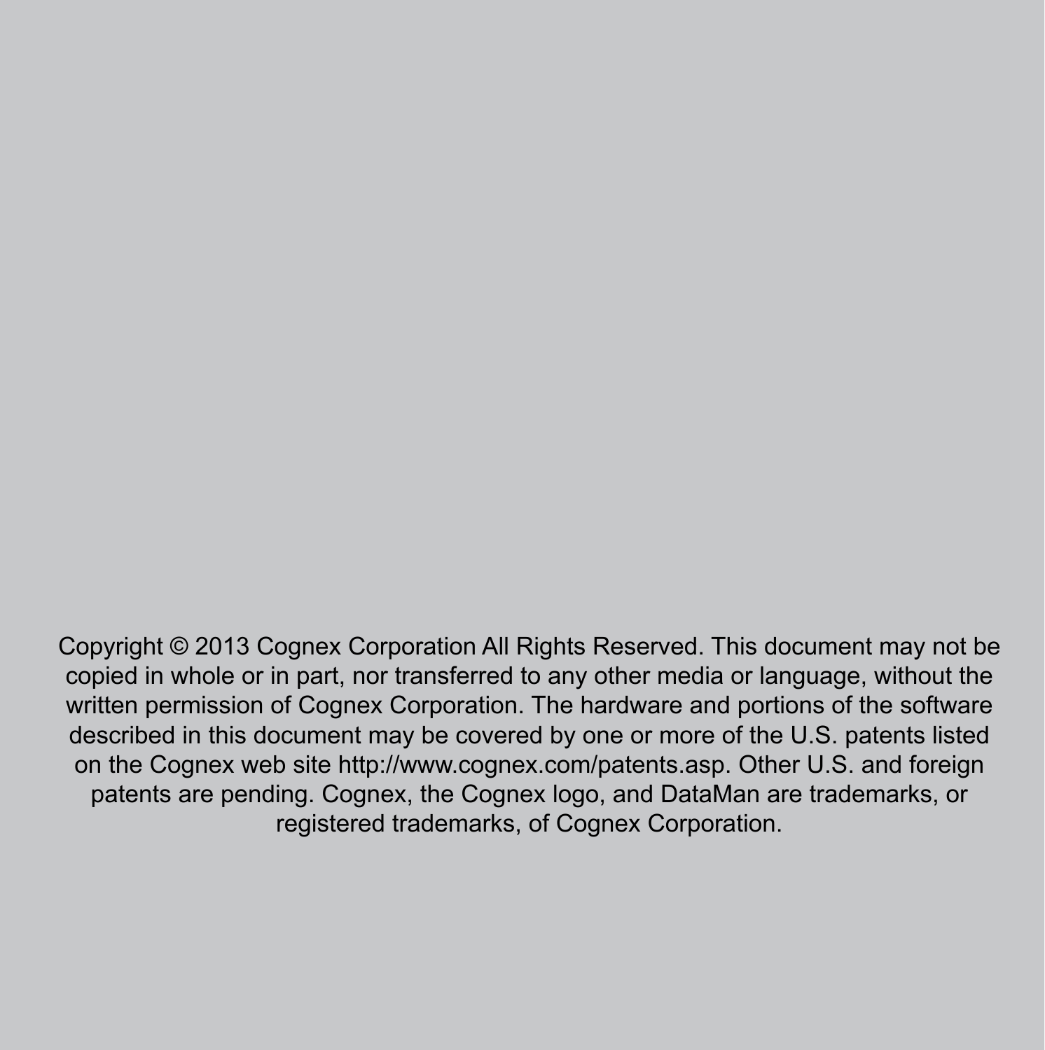Copyright © 2013 Cognex Corporation All Rights Reserved. This document may not be copied in whole or in part, nor transferred to any other media or language, without the written permission of Cognex Corporation. The hardware and portions of the software described in this document may be covered by one or more of the U.S. patents listed on the Cognex web site http://www.cognex.com/patents.asp. Other U.S. and foreign patents are pending. Cognex, the Cognex logo, and DataMan are trademarks, or registered trademarks, of Cognex Corporation.